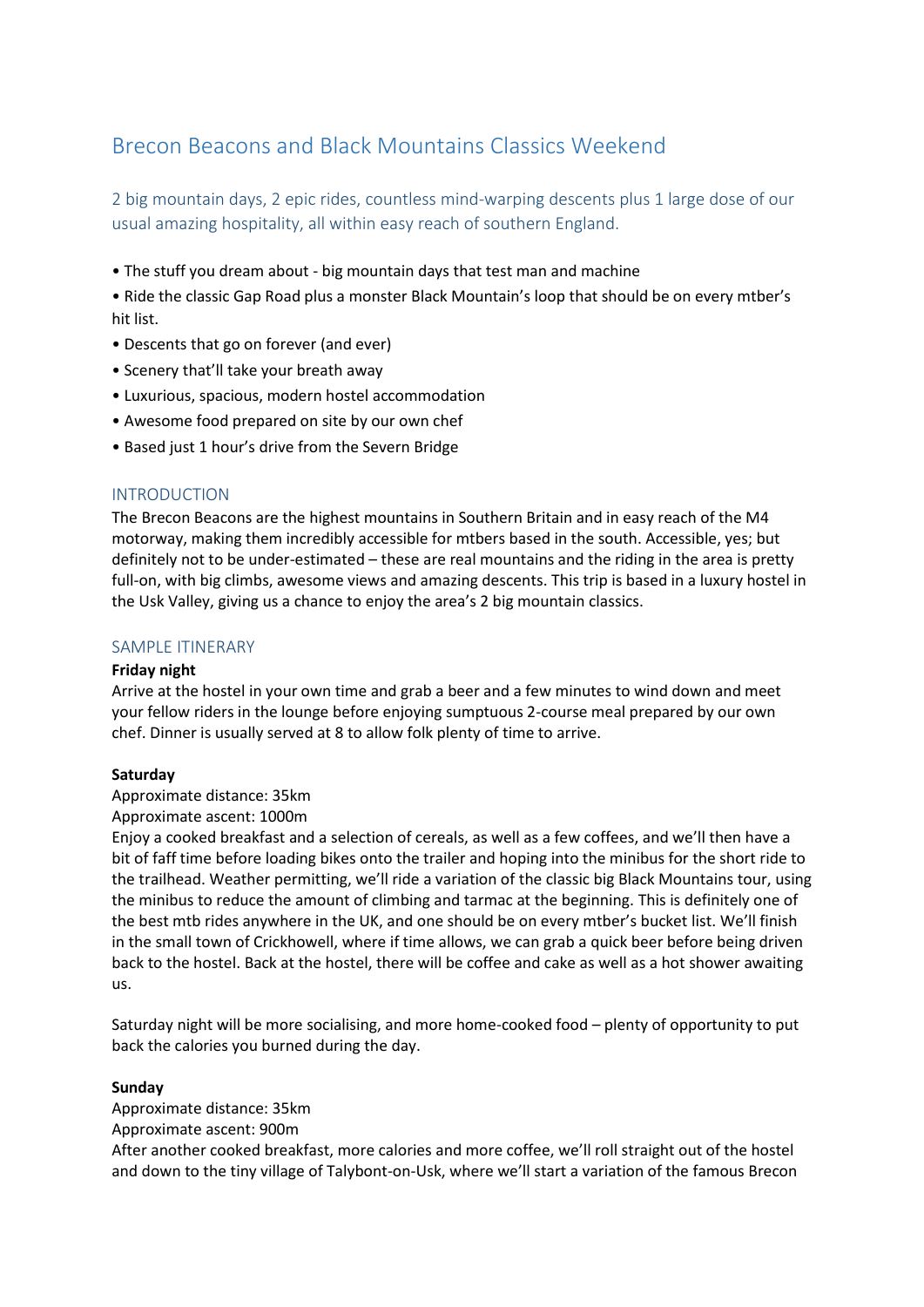# Brecon Beacons and Black Mountains Classics Weekend

2 big mountain days, 2 epic rides, countless mind-warping descents plus 1 large dose of our usual amazing hospitality, all within easy reach of southern England.

- The stuff you dream about - big mountain days that test man and machine
- Ride the classic Gap Road plus a monster Black Mountain's loop that should be on every mtber's hit list.
- Descents that go on forever (and ever)
- Scenery that'll take your breath away
- Luxurious, spacious, modern hostel accommodation
- Awesome food prepared on site by our own chef
- Based just 1 hour's drive from the Severn Bridge

## INTRODUCTION

The Brecon Beacons are the highest mountains in Southern Britain and in easy reach of the M4 motorway, making them incredibly accessible for mtbers based in the south. Accessible, yes; but definitely not to be under-estimated – these are real mountains and the riding in the area is pretty full-on, with big climbs, awesome views and amazing descents. This trip is based in a luxury hostel in the Usk Valley, giving us a chance to enjoy the area's 2 big mountain classics.

## SAMPLE ITINERARY

**Friday night**

Arrive at the hostel in your own time and grab a beer and a few minutes to wind down and meet your fellow riders in the lounge before enjoying sumptuous 2-course meal prepared by our own chef. Dinner is usually served at 8 to allow folk plenty of time to arrive.

**Saturday**

Approximate distance: 35km
Approximate ascent: 1000m

Enjoy a cooked breakfast and a selection of cereals, as well as a few coffees, and we'll then have a bit of faff time before loading bikes onto the trailer and hoping into the minibus for the short ride to the trailhead. Weather permitting, we'll ride a variation of the classic big Black Mountains tour, using the minibus to reduce the amount of climbing and tarmac at the beginning. This is definitely one of the best mtb rides anywhere in the UK, and one should be on every mtber's bucket list. We'll finish in the small town of Crickhowell, where if time allows, we can grab a quick beer before being driven back to the hostel. Back at the hostel, there will be coffee and cake as well as a hot shower awaiting us.

Saturday night will be more socialising, and more home-cooked food – plenty of opportunity to put back the calories you burned during the day.

**Sunday**

Approximate distance: 35km
Approximate ascent: 900m

After another cooked breakfast, more calories and more coffee, we'll roll straight out of the hostel and down to the tiny village of Talybont-on-Usk, where we'll start a variation of the famous Brecon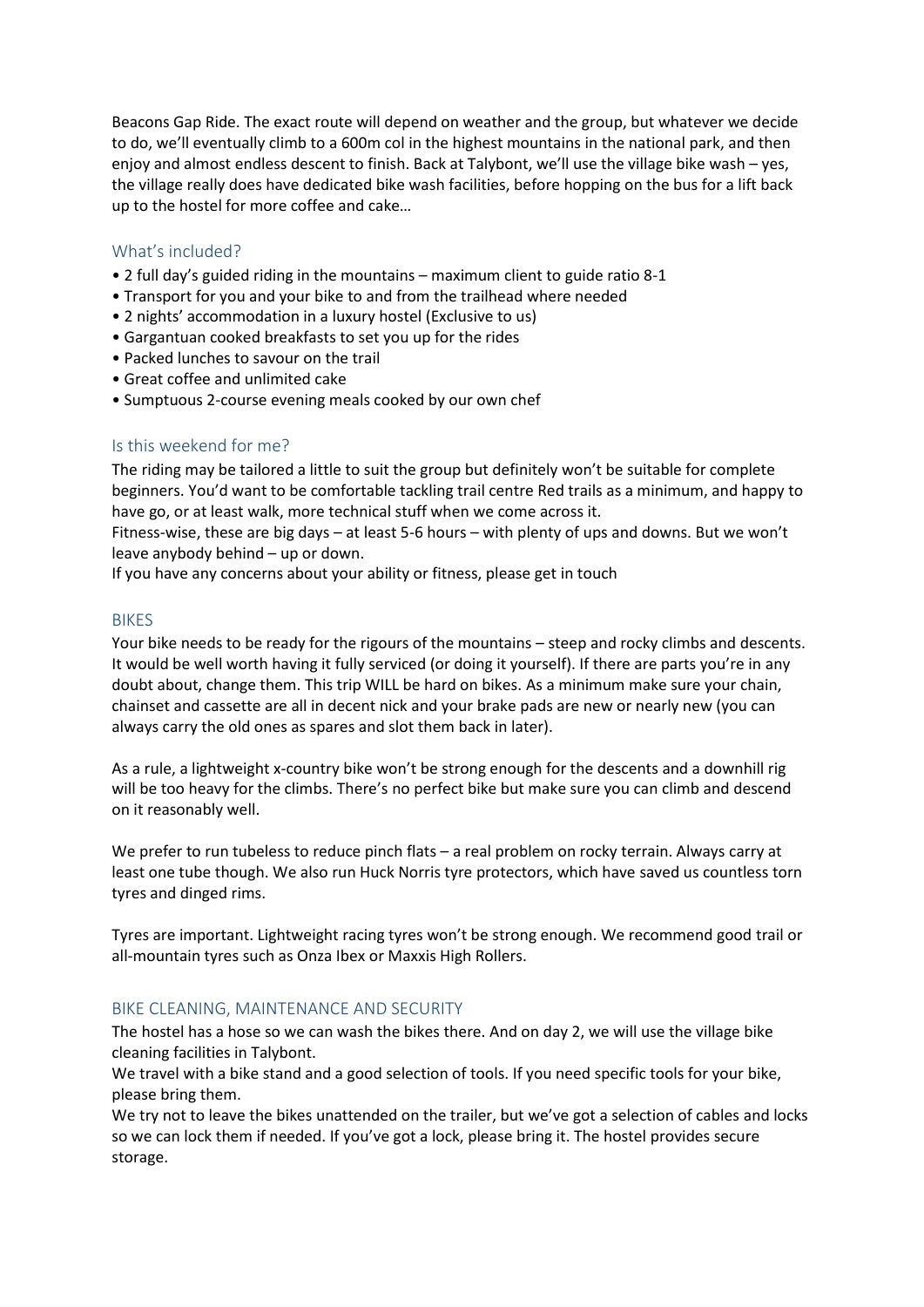Beacons Gap Ride. The exact route will depend on weather and the group, but whatever we decide to do, we'll eventually climb to a 600m col in the highest mountains in the national park, and then enjoy and almost endless descent to finish. Back at Talybont, we'll use the village bike wash – yes, the village really does have dedicated bike wash facilities, before hopping on the bus for a lift back up to the hostel for more coffee and cake…

## What's included?

- 2 full day's guided riding in the mountains – maximum client to guide ratio 8-1
- Transport for you and your bike to and from the trailhead where needed
- 2 nights' accommodation in a luxury hostel (Exclusive to us)
- Gargantuan cooked breakfasts to set you up for the rides
- Packed lunches to savour on the trail
- Great coffee and unlimited cake
- Sumptuous 2-course evening meals cooked by our own chef

## Is this weekend for me?

The riding may be tailored a little to suit the group but definitely won't be suitable for complete beginners. You'd want to be comfortable tackling trail centre Red trails as a minimum, and happy to have go, or at least walk, more technical stuff when we come across it.
Fitness-wise, these are big days – at least 5-6 hours – with plenty of ups and downs. But we won't leave anybody behind – up or down.
If you have any concerns about your ability or fitness, please get in touch

## BIKES

Your bike needs to be ready for the rigours of the mountains – steep and rocky climbs and descents. It would be well worth having it fully serviced (or doing it yourself). If there are parts you're in any doubt about, change them. This trip WILL be hard on bikes. As a minimum make sure your chain, chainset and cassette are all in decent nick and your brake pads are new or nearly new (you can always carry the old ones as spares and slot them back in later).

As a rule, a lightweight x-country bike won't be strong enough for the descents and a downhill rig will be too heavy for the climbs. There's no perfect bike but make sure you can climb and descend on it reasonably well.

We prefer to run tubeless to reduce pinch flats – a real problem on rocky terrain. Always carry at least one tube though. We also run Huck Norris tyre protectors, which have saved us countless torn tyres and dinged rims.

Tyres are important. Lightweight racing tyres won't be strong enough. We recommend good trail or all-mountain tyres such as Onza Ibex or Maxxis High Rollers.

## BIKE CLEANING, MAINTENANCE AND SECURITY

The hostel has a hose so we can wash the bikes there. And on day 2, we will use the village bike cleaning facilities in Talybont.
We travel with a bike stand and a good selection of tools. If you need specific tools for your bike, please bring them.
We try not to leave the bikes unattended on the trailer, but we've got a selection of cables and locks so we can lock them if needed. If you've got a lock, please bring it. The hostel provides secure storage.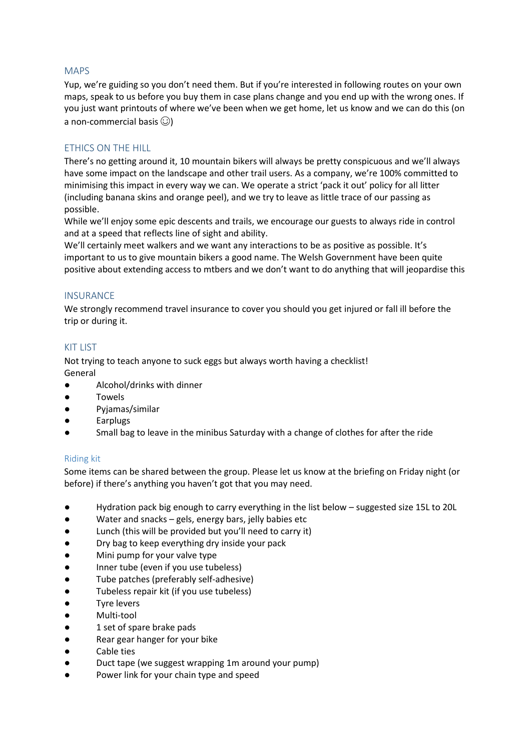## MAPS

Yup, we're guiding so you don't need them. But if you're interested in following routes on your own maps, speak to us before you buy them in case plans change and you end up with the wrong ones. If you just want printouts of where we've been when we get home, let us know and we can do this (on a non-commercial basis ☺)

## ETHICS ON THE HILL

There's no getting around it, 10 mountain bikers will always be pretty conspicuous and we'll always have some impact on the landscape and other trail users. As a company, we're 100% committed to minimising this impact in every way we can. We operate a strict 'pack it out' policy for all litter (including banana skins and orange peel), and we try to leave as little trace of our passing as possible.

While we'll enjoy some epic descents and trails, we encourage our guests to always ride in control and at a speed that reflects line of sight and ability.

We'll certainly meet walkers and we want any interactions to be as positive as possible. It's important to us to give mountain bikers a good name. The Welsh Government have been quite positive about extending access to mtbers and we don't want to do anything that will jeopardise this

## INSURANCE

We strongly recommend travel insurance to cover you should you get injured or fall ill before the trip or during it.

## KIT LIST

Not trying to teach anyone to suck eggs but always worth having a checklist!

General

- Alcohol/drinks with dinner
- Towels
- Pyjamas/similar
- Earplugs
- Small bag to leave in the minibus Saturday with a change of clothes for after the ride

### Riding kit

Some items can be shared between the group. Please let us know at the briefing on Friday night (or before) if there's anything you haven't got that you may need.

- Hydration pack big enough to carry everything in the list below – suggested size 15L to 20L
- Water and snacks – gels, energy bars, jelly babies etc
- Lunch (this will be provided but you'll need to carry it)
- Dry bag to keep everything dry inside your pack
- Mini pump for your valve type
- Inner tube (even if you use tubeless)
- Tube patches (preferably self-adhesive)
- Tubeless repair kit (if you use tubeless)
- Tyre levers
- Multi-tool
- 1 set of spare brake pads
- Rear gear hanger for your bike
- Cable ties
- Duct tape (we suggest wrapping 1m around your pump)
- Power link for your chain type and speed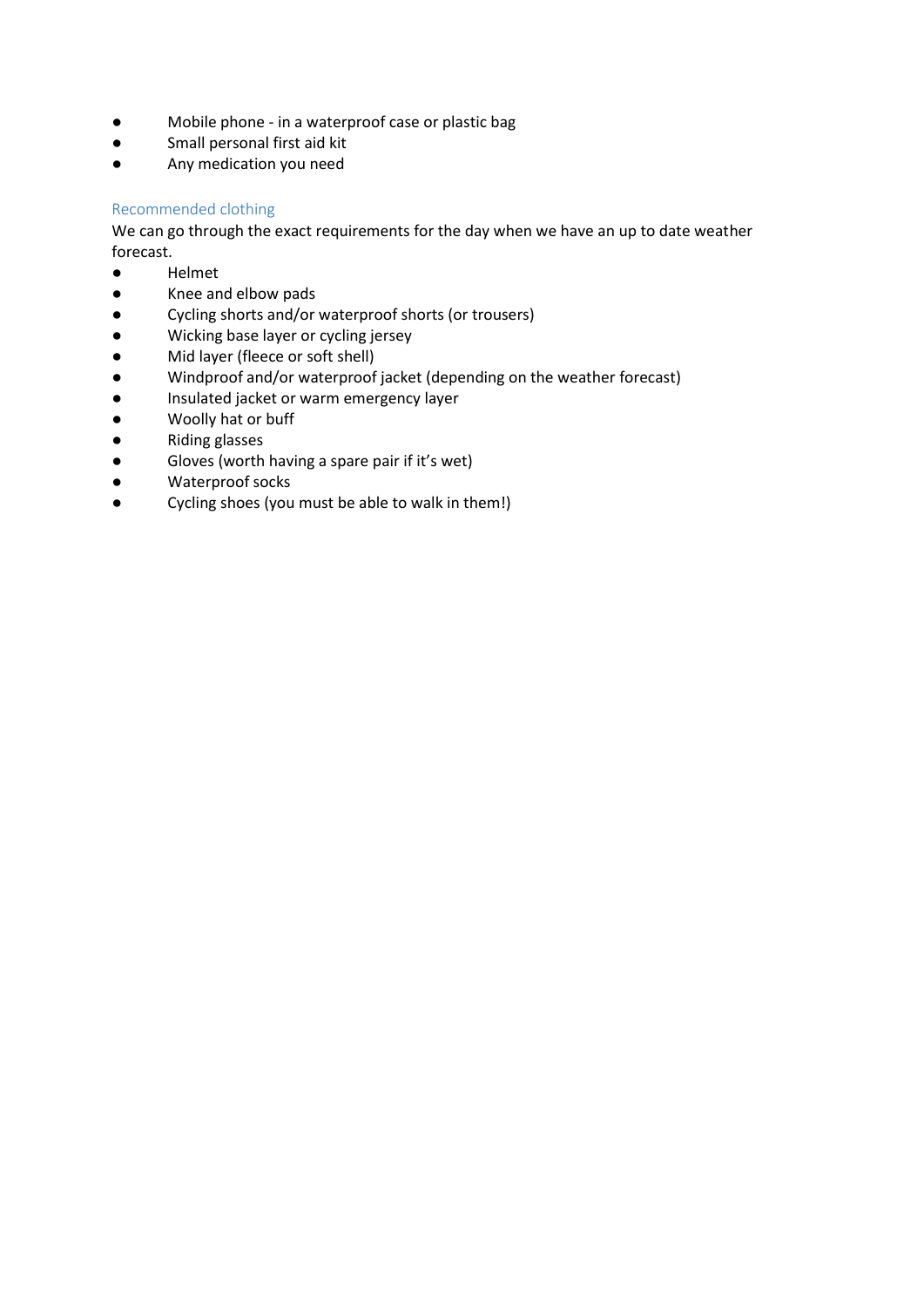- Mobile phone - in a waterproof case or plastic bag
- Small personal first aid kit
- Any medication you need

### Recommended clothing

We can go through the exact requirements for the day when we have an up to date weather forecast.

- Helmet
- Knee and elbow pads
- Cycling shorts and/or waterproof shorts (or trousers)
- Wicking base layer or cycling jersey
- Mid layer (fleece or soft shell)
- Windproof and/or waterproof jacket (depending on the weather forecast)
- Insulated jacket or warm emergency layer
- Woolly hat or buff
- Riding glasses
- Gloves (worth having a spare pair if it's wet)
- Waterproof socks
- Cycling shoes (you must be able to walk in them!)